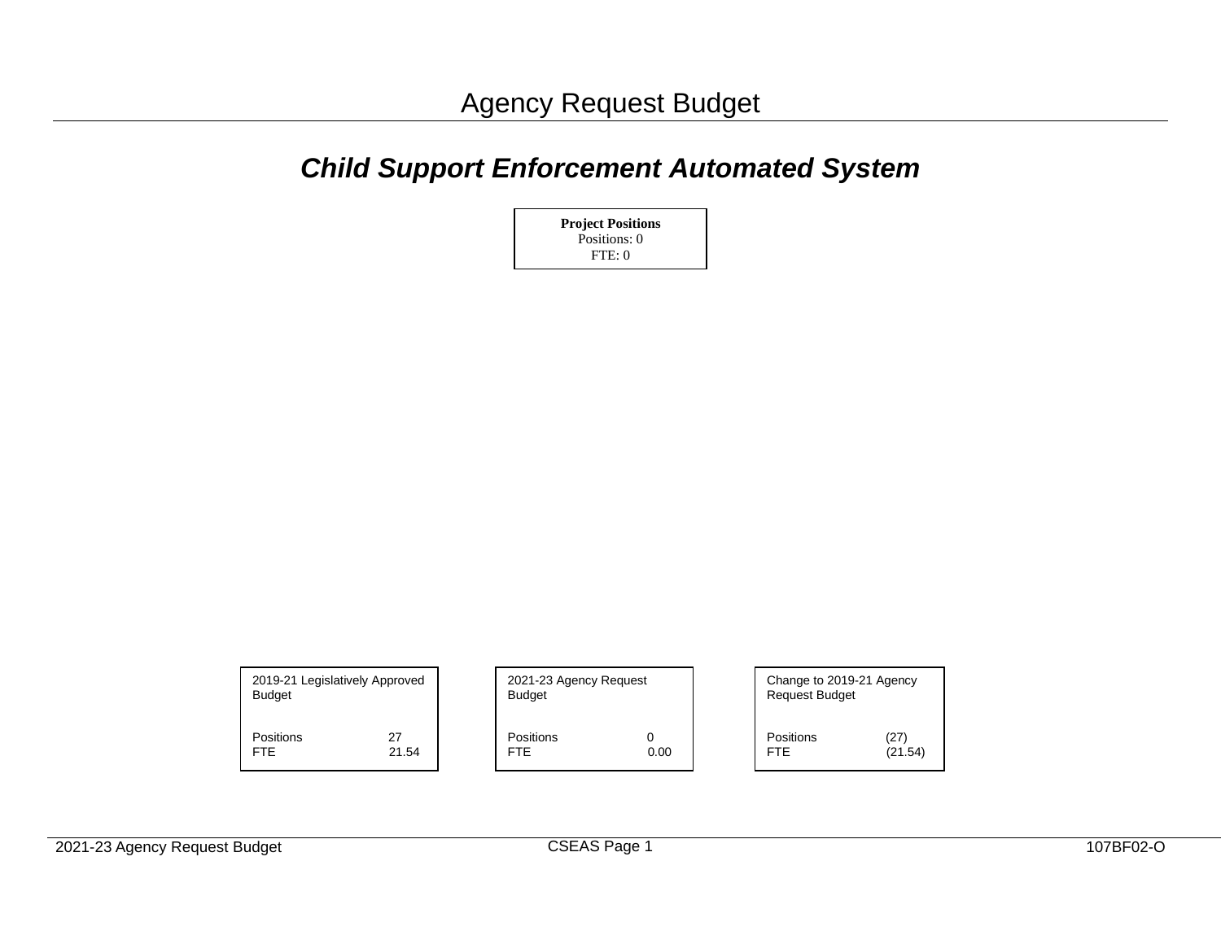# Agency Request Budget

## *Child Support Enforcement Automated System*

**Project Positions**
Positions: 0
FTE: 0

| 2019-21 Legislatively Approved Budget | |
|---|---|
| Positions | 27 |
| FTE | 21.54 |

| 2021-23 Agency Request Budget | |
|---|---|
| Positions | 0 |
| FTE | 0.00 |

| Change to 2019-21 Agency Request Budget | |
|---|---|
| Positions | (27) |
| FTE | (21.54) |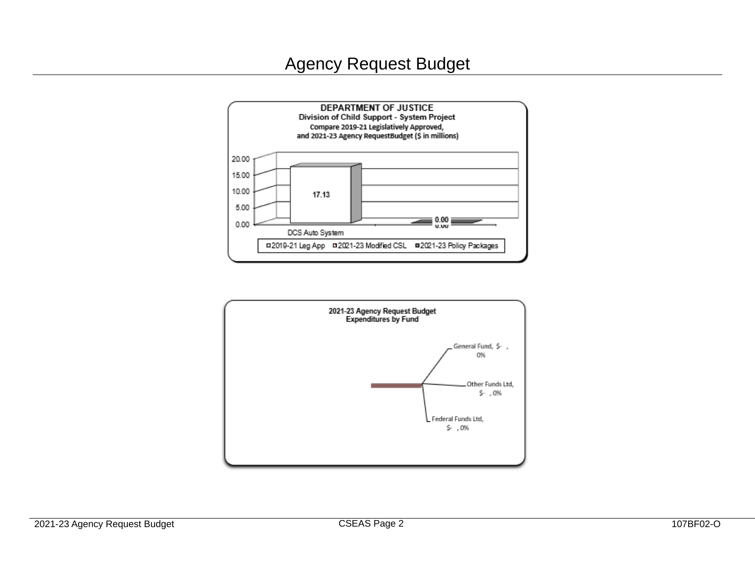# Agency Request Budget

**DEPARTMENT OF JUSTICE**
**Division of Child Support - System Project**
**Compare 2019-21 Legislatively Approved, and 2021-23 Agency RequestBudget ($ in millions)**

| | 2019-21 Leg App | 2021-23 Modified CSL | 2021-23 Policy Packages |
|---|---|---|---|
| DCS Auto System | 17.13 | 0.00 | 0.00 |

**2021-23 Agency Request Budget**
**Expenditures by Fund**

- General Fund, $- , 0%
- Other Funds Ltd, $- , 0%
- Federal Funds Ltd, $- , 0%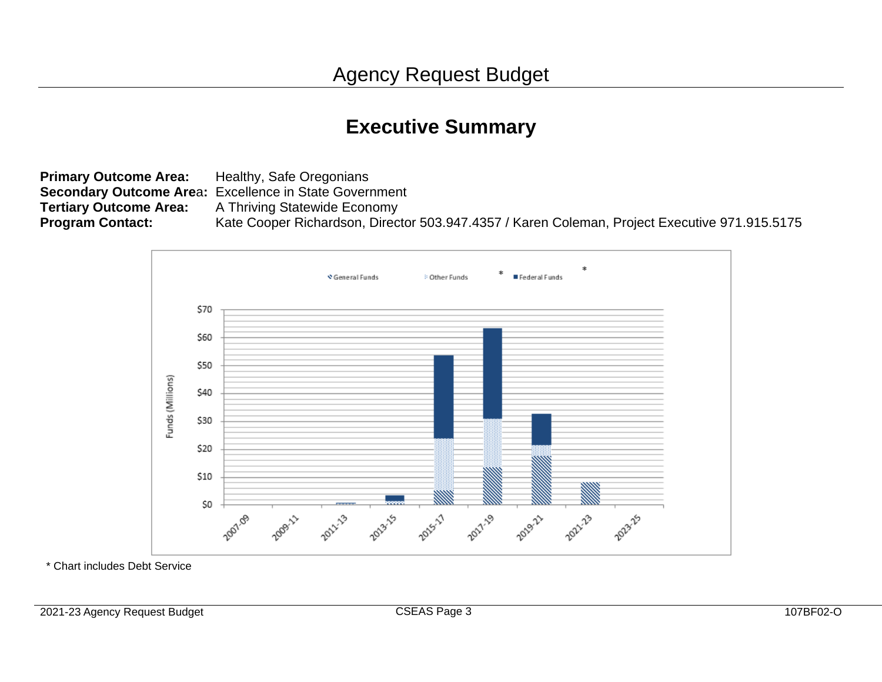# Agency Request Budget

## Executive Summary

**Primary Outcome Area:** Healthy, Safe Oregonians
**Secondary Outcome Area:** Excellence in State Government
**Tertiary Outcome Area:** A Thriving Statewide Economy
**Program Contact:** Kate Cooper Richardson, Director 503.947.4357 / Karen Coleman, Project Executive 971.915.5175

General Funds   Other Funds   * Federal Funds   *

Funds (Millions)

$70
$60
$50
$40
$30
$20
$10
$0

2007-09   2009-11   2011-13   2013-15   2015-17   2017-19   2019-21   2021-23   2023-25

\* Chart includes Debt Service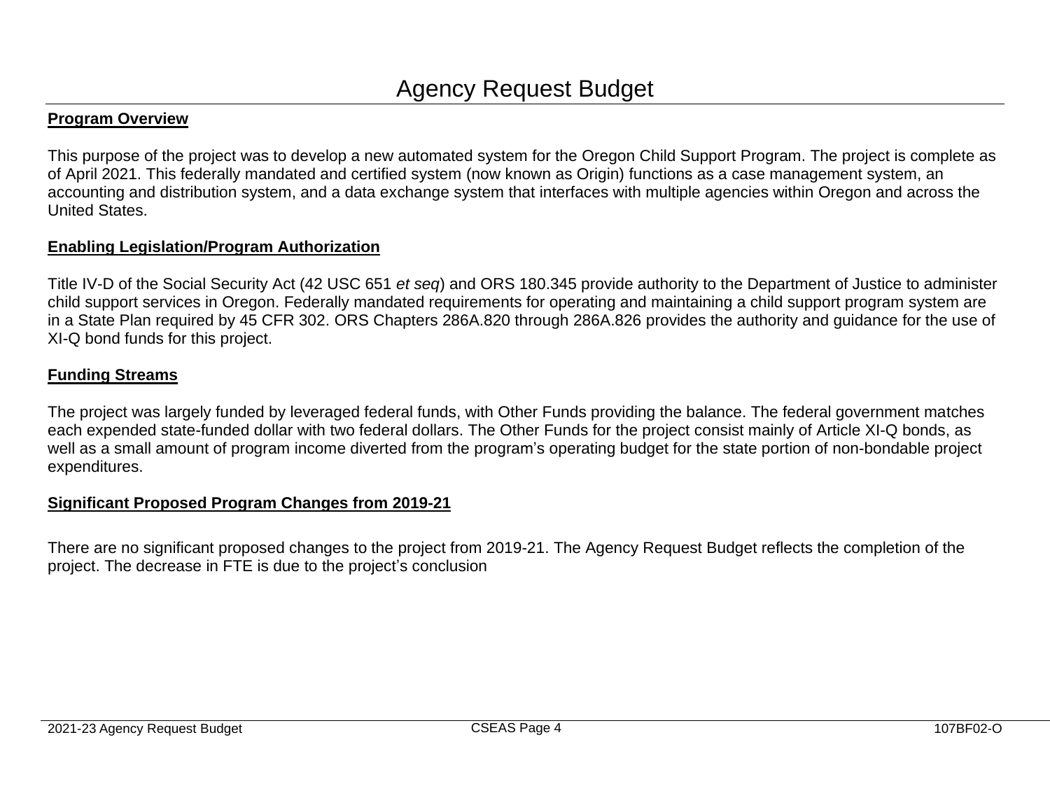# Agency Request Budget

**Program Overview**

This purpose of the project was to develop a new automated system for the Oregon Child Support Program. The project is complete as of April 2021. This federally mandated and certified system (now known as Origin) functions as a case management system, an accounting and distribution system, and a data exchange system that interfaces with multiple agencies within Oregon and across the United States.

**Enabling Legislation/Program Authorization**

Title IV-D of the Social Security Act (42 USC 651 *et seq*) and ORS 180.345 provide authority to the Department of Justice to administer child support services in Oregon. Federally mandated requirements for operating and maintaining a child support program system are in a State Plan required by 45 CFR 302. ORS Chapters 286A.820 through 286A.826 provides the authority and guidance for the use of XI-Q bond funds for this project.

**Funding Streams**

The project was largely funded by leveraged federal funds, with Other Funds providing the balance. The federal government matches each expended state-funded dollar with two federal dollars. The Other Funds for the project consist mainly of Article XI-Q bonds, as well as a small amount of program income diverted from the program's operating budget for the state portion of non-bondable project expenditures.

**Significant Proposed Program Changes from 2019-21**

There are no significant proposed changes to the project from 2019-21. The Agency Request Budget reflects the completion of the project. The decrease in FTE is due to the project's conclusion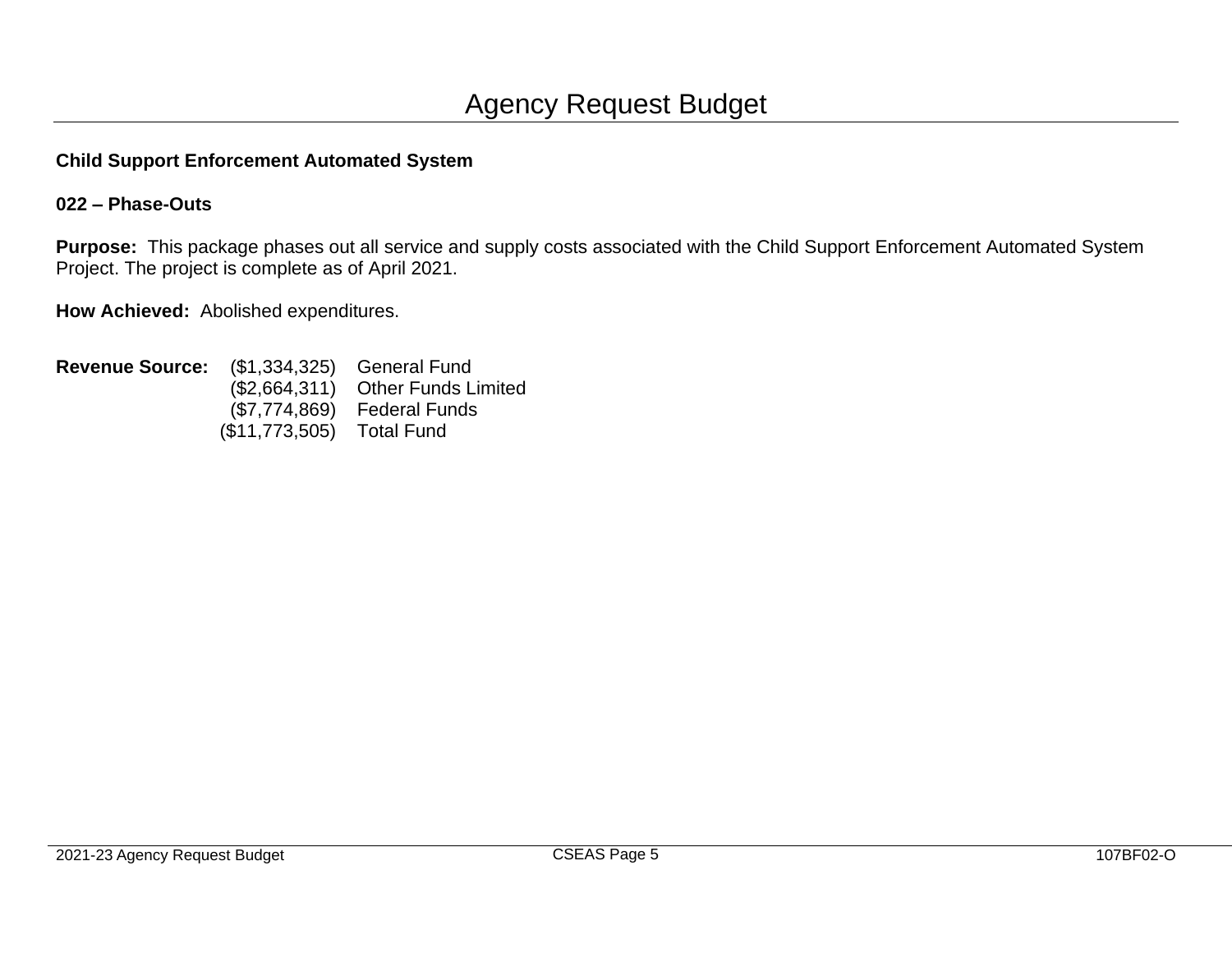# Agency Request Budget

**Child Support Enforcement Automated System**

**022 – Phase-Outs**

**Purpose:** This package phases out all service and supply costs associated with the Child Support Enforcement Automated System Project. The project is complete as of April 2021.

**How Achieved:** Abolished expenditures.

| **Revenue Source:** | | |
|---|---|---|
| | ($1,334,325) | General Fund |
| | ($2,664,311) | Other Funds Limited |
| | ($7,774,869) | Federal Funds |
| | ($11,773,505) | Total Fund |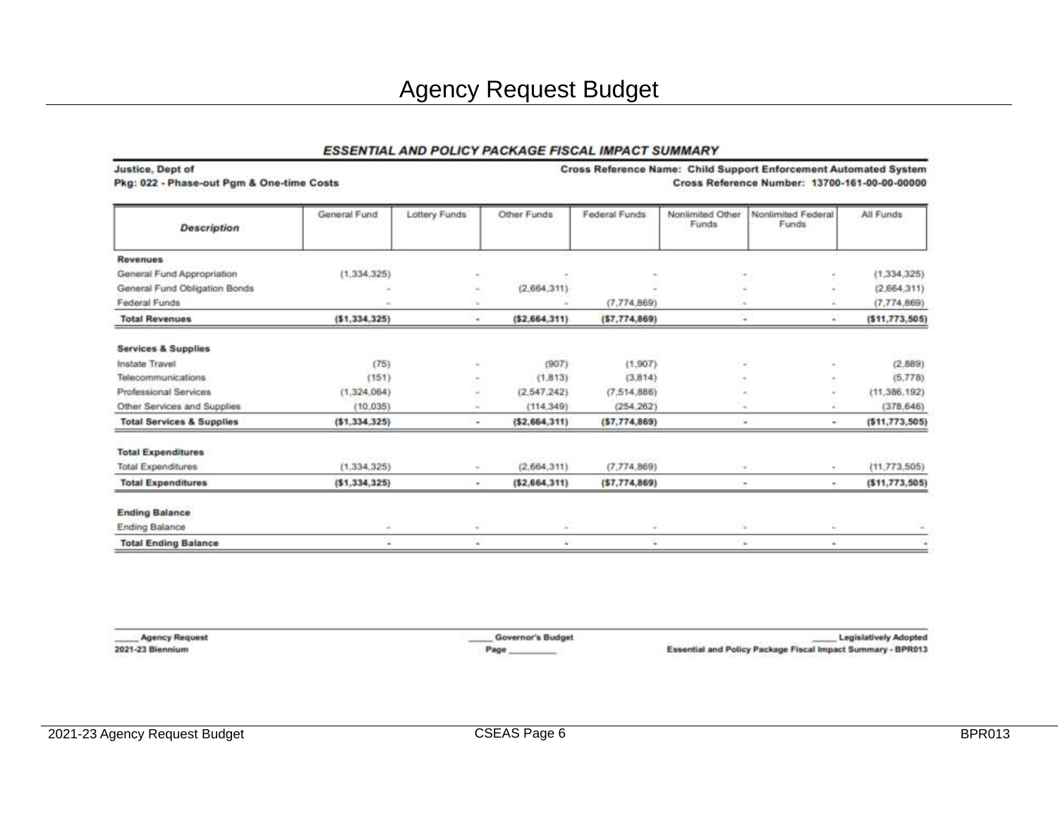# Agency Request Budget

### *ESSENTIAL AND POLICY PACKAGE FISCAL IMPACT SUMMARY*

**Justice, Dept of**
**Pkg: 022 - Phase-out Pgm & One-time Costs**

**Cross Reference Name: Child Support Enforcement Automated System**
**Cross Reference Number: 13700-161-00-00-00000**

| Description | General Fund | Lottery Funds | Other Funds | Federal Funds | Nonlimited Other Funds | Nonlimited Federal Funds | All Funds |
|---|---|---|---|---|---|---|---|
| **Revenues** | | | | | | | |
| General Fund Appropriation | (1,334,325) | - | - | - | - | - | (1,334,325) |
| General Fund Obligation Bonds | - | - | (2,664,311) | - | - | - | (2,664,311) |
| Federal Funds | - | - | - | (7,774,869) | - | - | (7,774,869) |
| **Total Revenues** | **($1,334,325)** | **-** | **($2,664,311)** | **($7,774,869)** | **-** | **-** | **($11,773,505)** |
| **Services & Supplies** | | | | | | | |
| Instate Travel | (75) | - | (907) | (1,907) | - | - | (2,889) |
| Telecommunications | (151) | - | (1,813) | (3,814) | - | - | (5,778) |
| Professional Services | (1,324,064) | - | (2,547,242) | (7,514,886) | - | - | (11,386,192) |
| Other Services and Supplies | (10,035) | - | (114,349) | (254,262) | - | - | (378,646) |
| **Total Services & Supplies** | **($1,334,325)** | **-** | **($2,664,311)** | **($7,774,869)** | **-** | **-** | **($11,773,505)** |
| **Total Expenditures** | | | | | | | |
| Total Expenditures | (1,334,325) | - | (2,664,311) | (7,774,869) | - | - | (11,773,505) |
| **Total Expenditures** | **($1,334,325)** | **-** | **($2,664,311)** | **($7,774,869)** | **-** | **-** | **($11,773,505)** |
| **Ending Balance** | | | | | | | |
| Ending Balance | - | - | - | - | - | - | - |
| **Total Ending Balance** | **-** | **-** | **-** | **-** | **-** | **-** | **-** |

_____ **Agency Request** _____ **Governor's Budget** _____ **Legislatively Adopted**

**2021-23 Biennium** **Page __________** **Essential and Policy Package Fiscal Impact Summary - BPR013**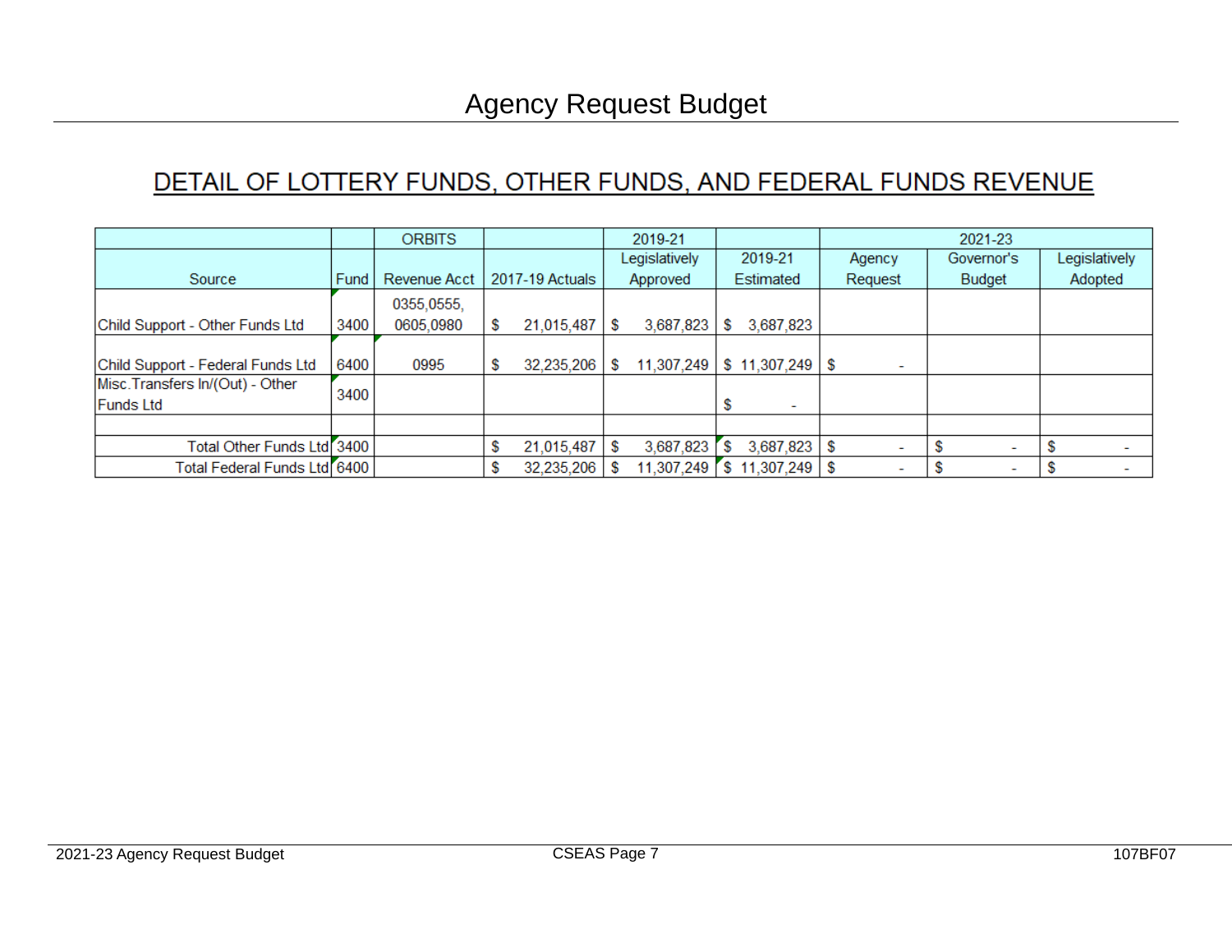# Agency Request Budget

## DETAIL OF LOTTERY FUNDS, OTHER FUNDS, AND FEDERAL FUNDS REVENUE

| Source | Fund | ORBITS Revenue Acct | 2017-19 Actuals | 2019-21 Legislatively Approved | 2019-21 Estimated | 2021-23 Agency Request | 2021-23 Governor's Budget | 2021-23 Legislatively Adopted |
|---|---|---|---|---|---|---|---|---|
| Child Support - Other Funds Ltd | 3400 | 0355,0555, 0605,0980 | $ 21,015,487 | $ 3,687,823 | $ 3,687,823 | | | |
| Child Support - Federal Funds Ltd | 6400 | 0995 | $ 32,235,206 | $ 11,307,249 | $ 11,307,249 | $ - | | |
| Misc.Transfers In/(Out) - Other Funds Ltd | 3400 | | | | $ - | | | |
| | | | | | | | | |
| Total Other Funds Ltd | 3400 | | $ 21,015,487 | $ 3,687,823 | $ 3,687,823 | $ - | $ - | $ - |
| Total Federal Funds Ltd | 6400 | | $ 32,235,206 | $ 11,307,249 | $ 11,307,249 | $ - | $ - | $ - |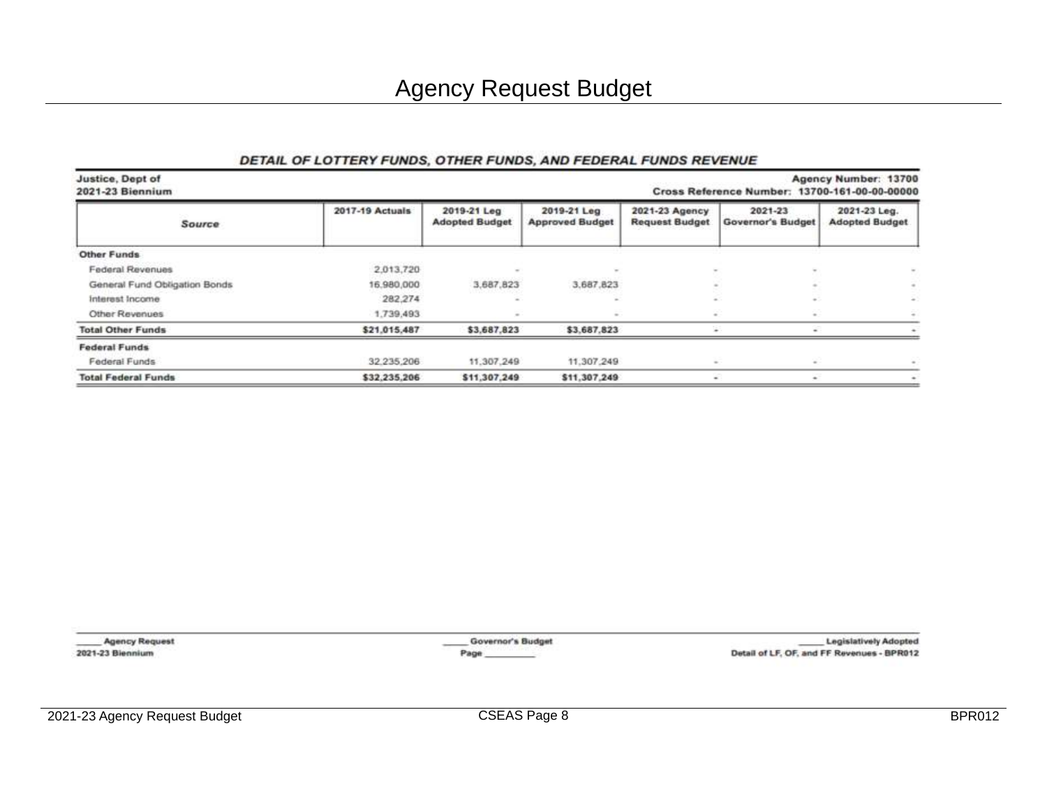# Agency Request Budget

***DETAIL OF LOTTERY FUNDS, OTHER FUNDS, AND FEDERAL FUNDS REVENUE***

**Justice, Dept of** | **Agency Number: 13700**
**2021-23 Biennium** | **Cross Reference Number: 13700-161-00-00-00000**

| *Source* | 2017-19 Actuals | 2019-21 Leg Adopted Budget | 2019-21 Leg Approved Budget | 2021-23 Agency Request Budget | 2021-23 Governor's Budget | 2021-23 Leg. Adopted Budget |
|---|---|---|---|---|---|---|
| **Other Funds** | | | | | | |
| Federal Revenues | 2,013,720 | - | - | - | - | - |
| General Fund Obligation Bonds | 16,980,000 | 3,687,823 | 3,687,823 | - | - | - |
| Interest Income | 282,274 | - | - | - | - | - |
| Other Revenues | 1,739,493 | - | - | - | - | - |
| **Total Other Funds** | **$21,015,487** | **$3,687,823** | **$3,687,823** | **-** | **-** | **-** |
| **Federal Funds** | | | | | | |
| Federal Funds | 32,235,206 | 11,307,249 | 11,307,249 | - | - | - |
| **Total Federal Funds** | **$32,235,206** | **$11,307,249** | **$11,307,249** | **-** | **-** | **-** |

_____ Agency Request
2021-23 Biennium

_____ Governor's Budget
Page __________

_____ Legislatively Adopted
Detail of LF, OF, and FF Revenues - BPR012